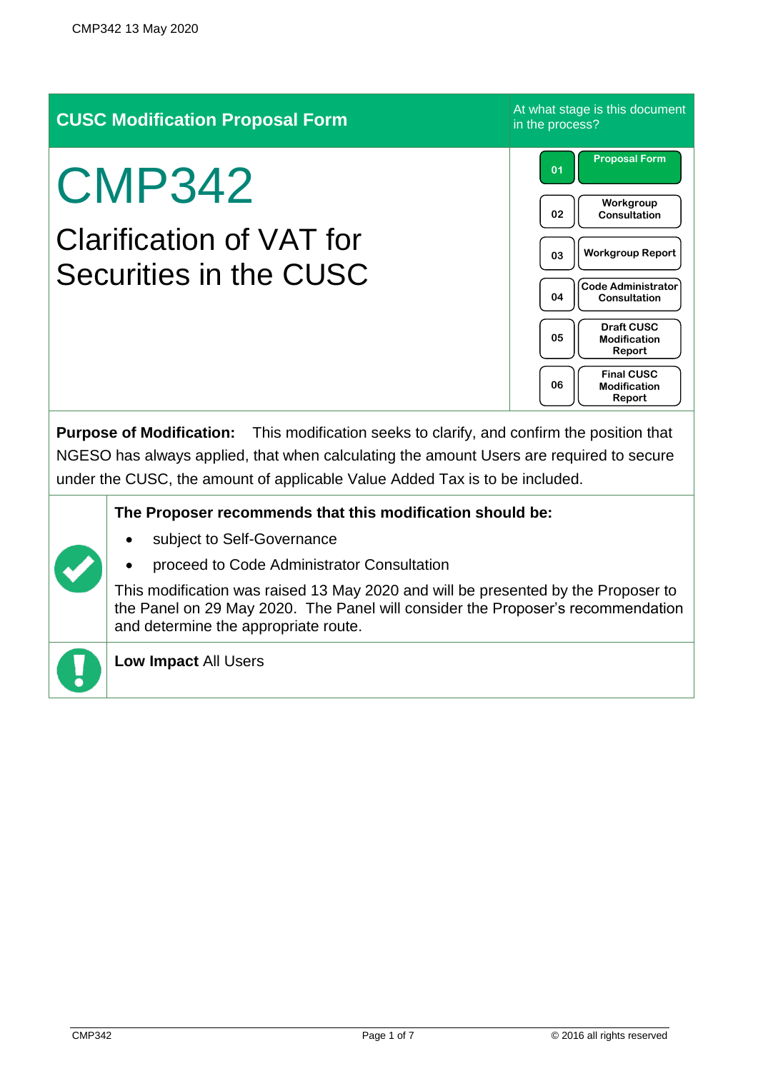## CUSC Modification Proposal Form

At what stage is this document in the process?

| | |
|---|---|
| 01 | Proposal Form |
| 02 | Workgroup Consultation |
| 03 | Workgroup Report |
| 04 | Code Administrator Consultation |
| 05 | Draft CUSC Modification Report |
| 06 | Final CUSC Modification Report |

# CMP342

## Clarification of VAT for Securities in the CUSC

**Purpose of Modification:** This modification seeks to clarify, and confirm the position that NGESO has always applied, that when calculating the amount Users are required to secure under the CUSC, the amount of applicable Value Added Tax is to be included.

**The Proposer recommends that this modification should be:**

- subject to Self-Governance
- proceed to Code Administrator Consultation

This modification was raised 13 May 2020 and will be presented by the Proposer to the Panel on 29 May 2020. The Panel will consider the Proposer's recommendation and determine the appropriate route.

**Low Impact** All Users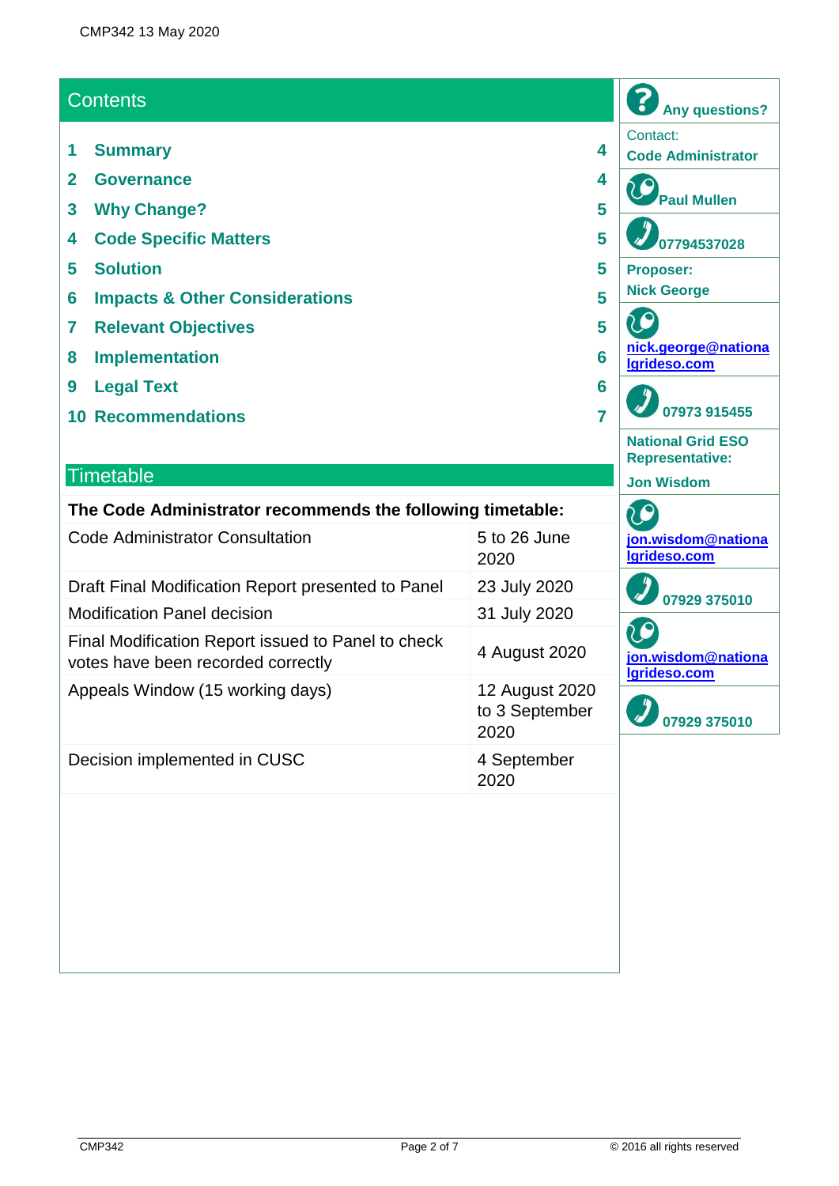## Contents

| | | |
|---|---|---|
| 1 | Summary | 4 |
| 2 | Governance | 4 |
| 3 | Why Change? | 5 |
| 4 | Code Specific Matters | 5 |
| 5 | Solution | 5 |
| 6 | Impacts & Other Considerations | 5 |
| 7 | Relevant Objectives | 5 |
| 8 | Implementation | 6 |
| 9 | Legal Text | 6 |
| 10 | Recommendations | 7 |

## Timetable

| The Code Administrator recommends the following timetable: | |
|---|---|
| Code Administrator Consultation | 5 to 26 June 2020 |
| Draft Final Modification Report presented to Panel | 23 July 2020 |
| Modification Panel decision | 31 July 2020 |
| Final Modification Report issued to Panel to check votes have been recorded correctly | 4 August 2020 |
| Appeals Window (15 working days) | 12 August 2020 to 3 September 2020 |
| Decision implemented in CUSC | 4 September 2020 |

**Any questions?**

Contact:
**Code Administrator**

**Paul Mullen**

**07794537028**

**Proposer:**
**Nick George**

**nick.george@nationalgrideso.com**

**07973 915455**

**National Grid ESO Representative:**

**Jon Wisdom**

**jon.wisdom@nationalgrideso.com**

**07929 375010**

**jon.wisdom@nationalgrideso.com**

**07929 375010**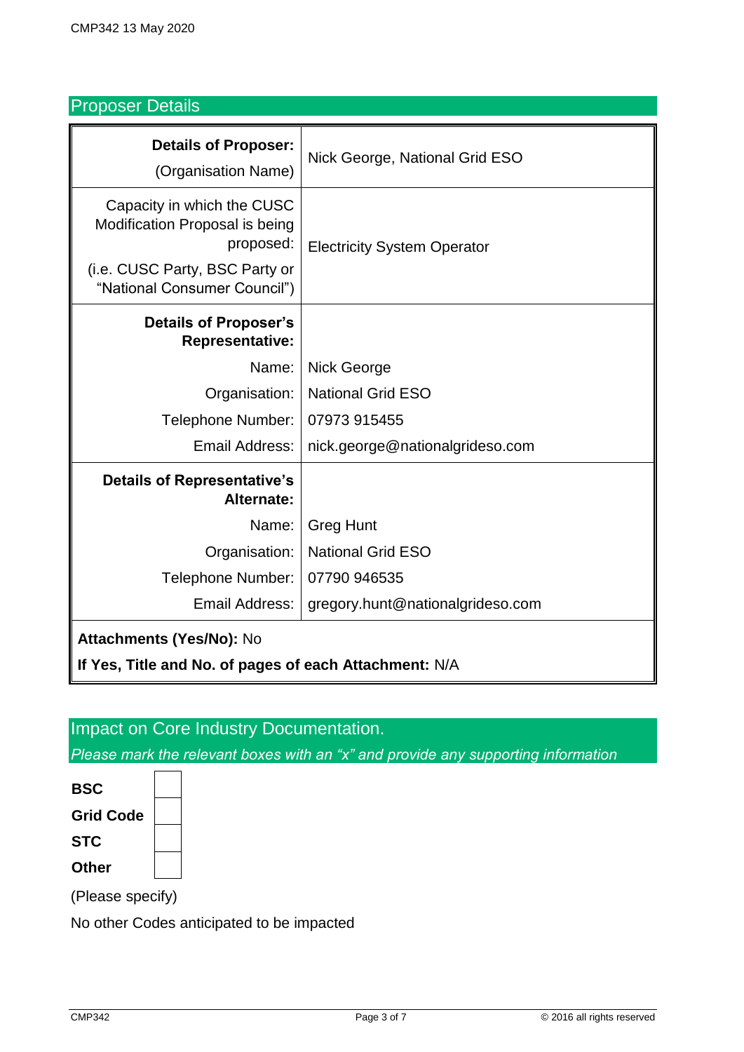## Proposer Details

| | |
|---|---|
| **Details of Proposer:** (Organisation Name) | Nick George, National Grid ESO |
| Capacity in which the CUSC Modification Proposal is being proposed: (i.e. CUSC Party, BSC Party or "National Consumer Council") | Electricity System Operator |
| **Details of Proposer's Representative:** | |
| Name: | Nick George |
| Organisation: | National Grid ESO |
| Telephone Number: | 07973 915455 |
| Email Address: | nick.george@nationalgrideso.com |
| **Details of Representative's Alternate:** | |
| Name: | Greg Hunt |
| Organisation: | National Grid ESO |
| Telephone Number: | 07790 946535 |
| Email Address: | gregory.hunt@nationalgrideso.com |
| **Attachments (Yes/No):** No **If Yes, Title and No. of pages of each Attachment:** N/A | |

## Impact on Core Industry Documentation.

*Please mark the relevant boxes with an "x" and provide any supporting information*

| | |
|---|---|
| **BSC** | |
| **Grid Code** | |
| **STC** | |
| **Other** | |

(Please specify)

No other Codes anticipated to be impacted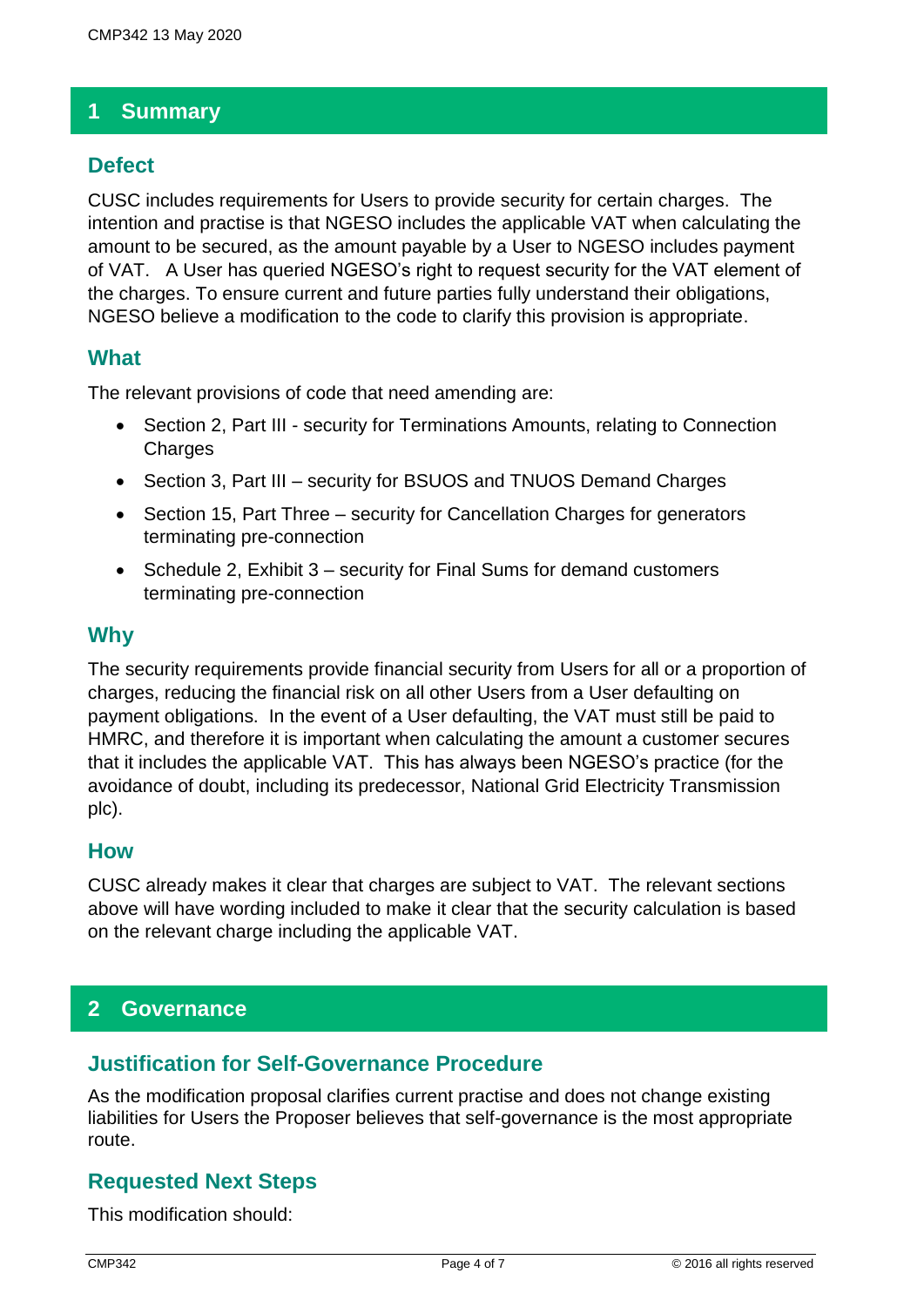## 1 Summary

### Defect

CUSC includes requirements for Users to provide security for certain charges. The intention and practise is that NGESO includes the applicable VAT when calculating the amount to be secured, as the amount payable by a User to NGESO includes payment of VAT. A User has queried NGESO's right to request security for the VAT element of the charges. To ensure current and future parties fully understand their obligations, NGESO believe a modification to the code to clarify this provision is appropriate.

### What

The relevant provisions of code that need amending are:

- Section 2, Part III - security for Terminations Amounts, relating to Connection Charges
- Section 3, Part III – security for BSUOS and TNUOS Demand Charges
- Section 15, Part Three – security for Cancellation Charges for generators terminating pre-connection
- Schedule 2, Exhibit 3 – security for Final Sums for demand customers terminating pre-connection

### Why

The security requirements provide financial security from Users for all or a proportion of charges, reducing the financial risk on all other Users from a User defaulting on payment obligations. In the event of a User defaulting, the VAT must still be paid to HMRC, and therefore it is important when calculating the amount a customer secures that it includes the applicable VAT. This has always been NGESO's practice (for the avoidance of doubt, including its predecessor, National Grid Electricity Transmission plc).

### How

CUSC already makes it clear that charges are subject to VAT. The relevant sections above will have wording included to make it clear that the security calculation is based on the relevant charge including the applicable VAT.

## 2 Governance

### Justification for Self-Governance Procedure

As the modification proposal clarifies current practise and does not change existing liabilities for Users the Proposer believes that self-governance is the most appropriate route.

### Requested Next Steps

This modification should: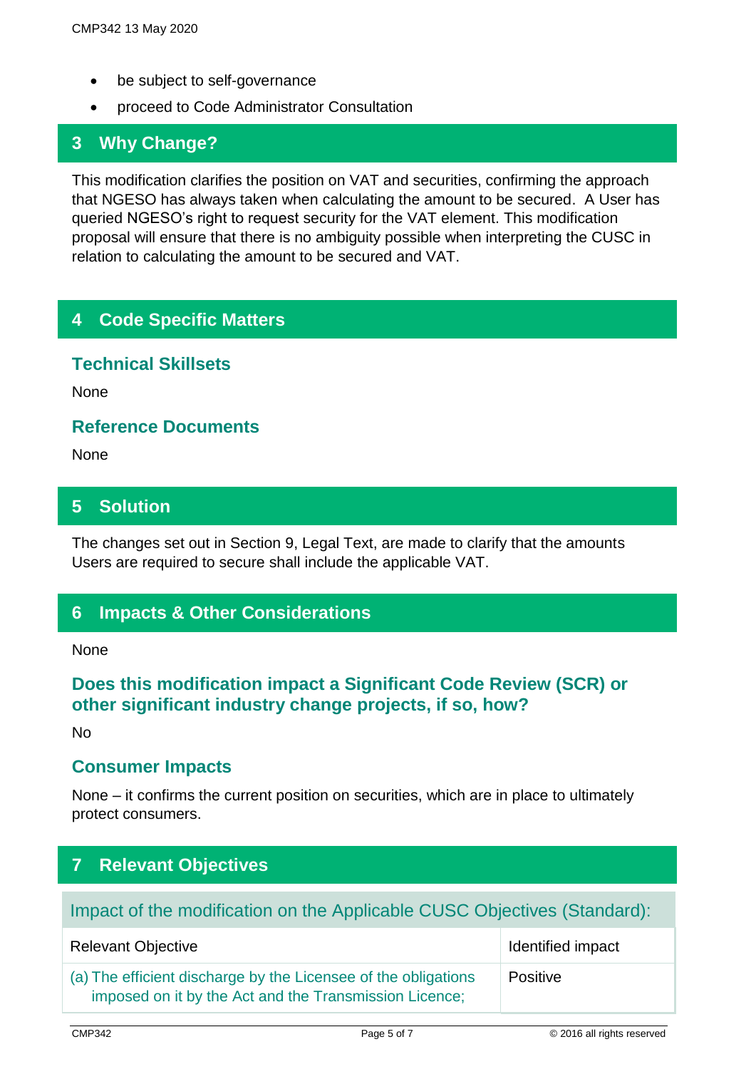- be subject to self-governance
- proceed to Code Administrator Consultation

## 3 Why Change?

This modification clarifies the position on VAT and securities, confirming the approach that NGESO has always taken when calculating the amount to be secured. A User has queried NGESO's right to request security for the VAT element. This modification proposal will ensure that there is no ambiguity possible when interpreting the CUSC in relation to calculating the amount to be secured and VAT.

## 4 Code Specific Matters

### Technical Skillsets

None

### Reference Documents

None

## 5 Solution

The changes set out in Section 9, Legal Text, are made to clarify that the amounts Users are required to secure shall include the applicable VAT.

## 6 Impacts & Other Considerations

None

### Does this modification impact a Significant Code Review (SCR) or other significant industry change projects, if so, how?

No

### Consumer Impacts

None – it confirms the current position on securities, which are in place to ultimately protect consumers.

## 7 Relevant Objectives

| Impact of the modification on the Applicable CUSC Objectives (Standard): | |
|---|---|
| Relevant Objective | Identified impact |
| (a) The efficient discharge by the Licensee of the obligations imposed on it by the Act and the Transmission Licence; | Positive |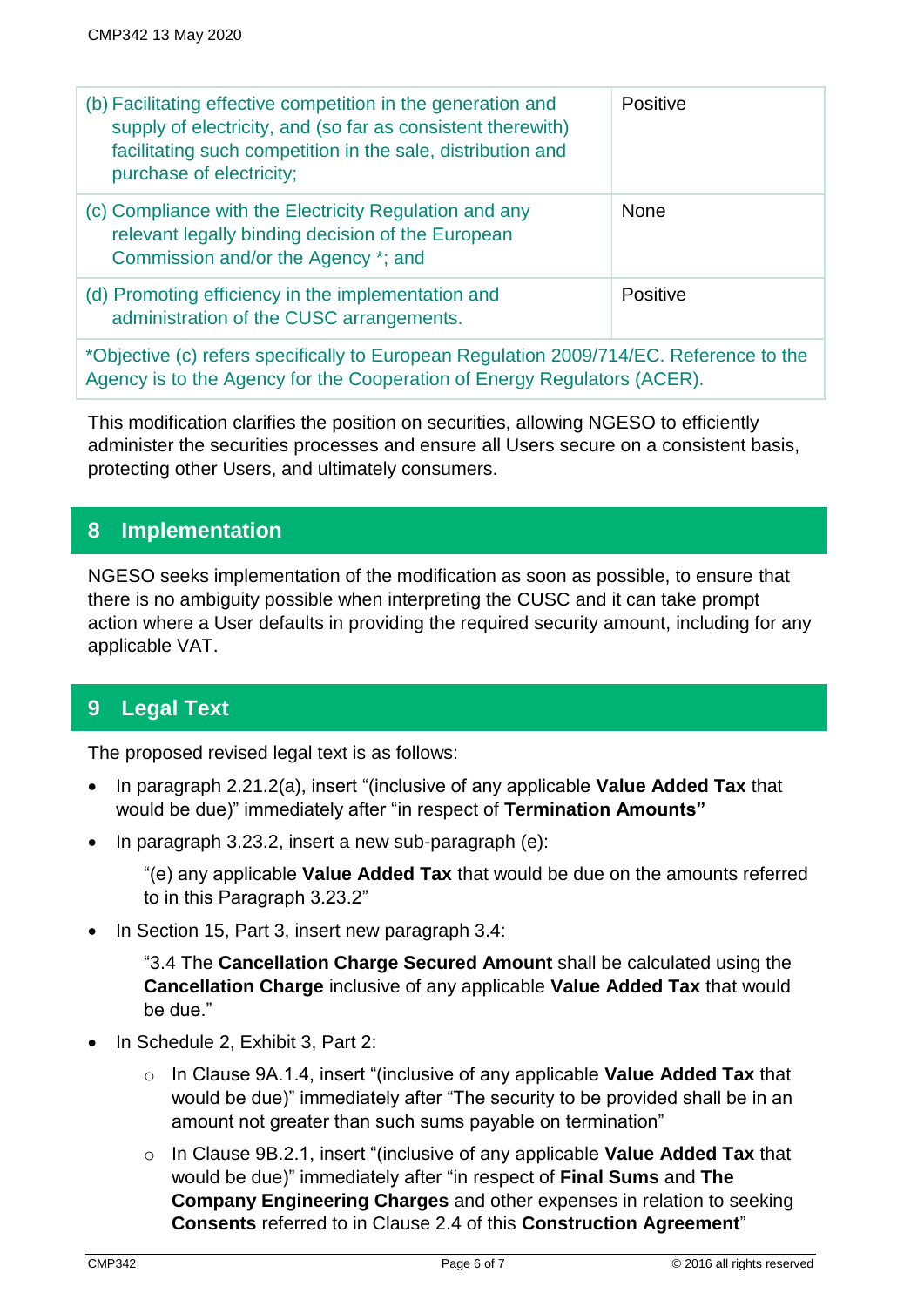| | |
|---|---|
| (b) Facilitating effective competition in the generation and supply of electricity, and (so far as consistent therewith) facilitating such competition in the sale, distribution and purchase of electricity; | Positive |
| (c) Compliance with the Electricity Regulation and any relevant legally binding decision of the European Commission and/or the Agency *; and | None |
| (d) Promoting efficiency in the implementation and administration of the CUSC arrangements. | Positive |
| *Objective (c) refers specifically to European Regulation 2009/714/EC. Reference to the Agency is to the Agency for the Cooperation of Energy Regulators (ACER). | |

This modification clarifies the position on securities, allowing NGESO to efficiently administer the securities processes and ensure all Users secure on a consistent basis, protecting other Users, and ultimately consumers.

## 8 Implementation

NGESO seeks implementation of the modification as soon as possible, to ensure that there is no ambiguity possible when interpreting the CUSC and it can take prompt action where a User defaults in providing the required security amount, including for any applicable VAT.

## 9 Legal Text

The proposed revised legal text is as follows:

- In paragraph 2.21.2(a), insert "(inclusive of any applicable **Value Added Tax** that would be due)" immediately after "in respect of **Termination Amounts"**
- In paragraph 3.23.2, insert a new sub-paragraph (e):

  "(e) any applicable **Value Added Tax** that would be due on the amounts referred to in this Paragraph 3.23.2"

- In Section 15, Part 3, insert new paragraph 3.4:

  "3.4 The **Cancellation Charge Secured Amount** shall be calculated using the **Cancellation Charge** inclusive of any applicable **Value Added Tax** that would be due."

- In Schedule 2, Exhibit 3, Part 2:
  - In Clause 9A.1.4, insert "(inclusive of any applicable **Value Added Tax** that would be due)" immediately after "The security to be provided shall be in an amount not greater than such sums payable on termination"
  - In Clause 9B.2.1, insert "(inclusive of any applicable **Value Added Tax** that would be due)" immediately after "in respect of **Final Sums** and **The Company Engineering Charges** and other expenses in relation to seeking **Consents** referred to in Clause 2.4 of this **Construction Agreement**"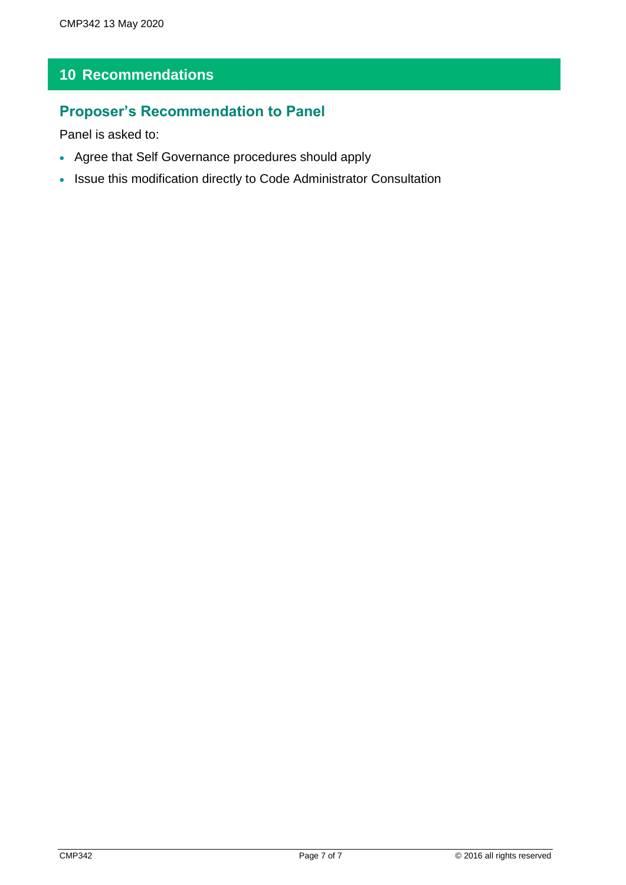# 10 Recommendations

## Proposer's Recommendation to Panel

Panel is asked to:

- Agree that Self Governance procedures should apply
- Issue this modification directly to Code Administrator Consultation